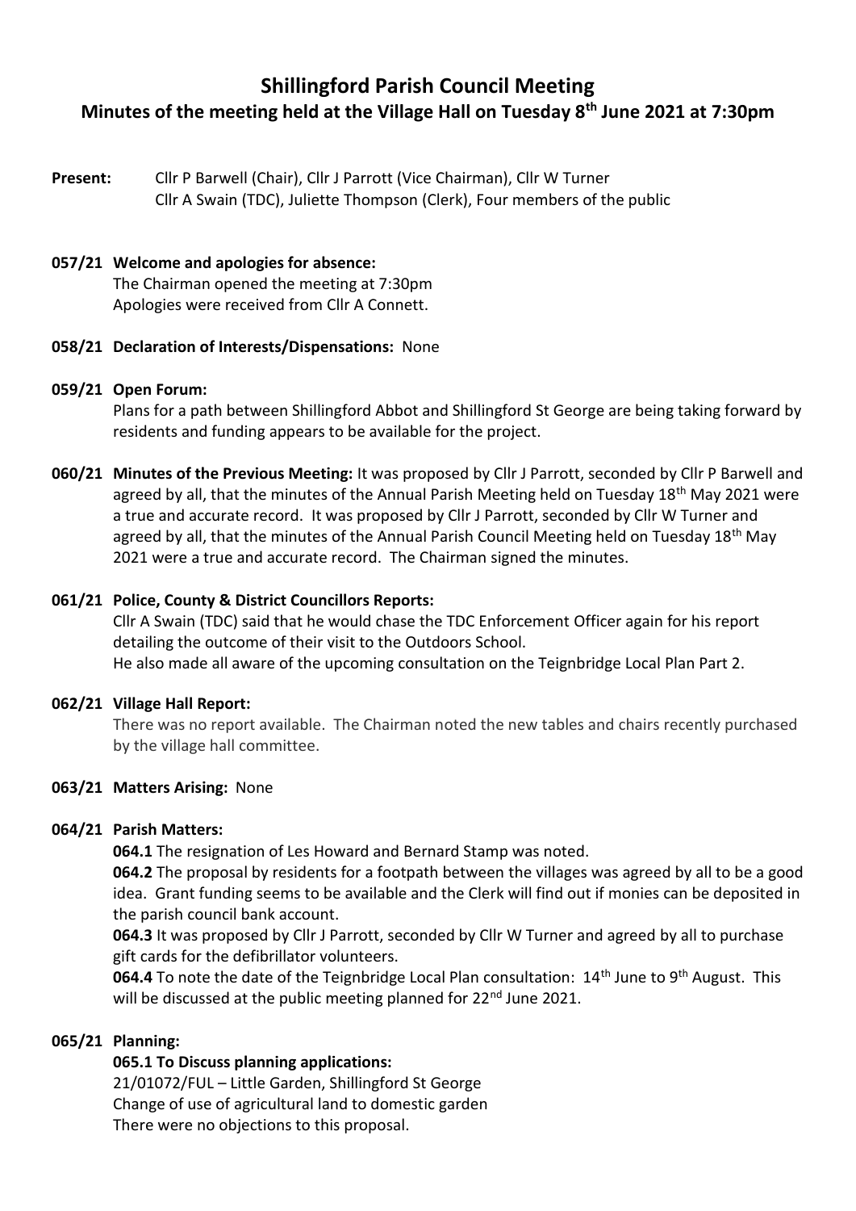# Shillingford Parish Council Meeting

## Minutes of the meeting held at the Village Hall on Tuesday 8th June 2021 at 7:30pm

**Present:** Cllr P Barwell (Chair), Cllr J Parrott (Vice Chairman), Cllr W Turner
Cllr A Swain (TDC), Juliette Thompson (Clerk), Four members of the public

**057/21 Welcome and apologies for absence:**
The Chairman opened the meeting at 7:30pm
Apologies were received from Cllr A Connett.

**058/21 Declaration of Interests/Dispensations:** None

**059/21 Open Forum:**
Plans for a path between Shillingford Abbot and Shillingford St George are being taking forward by residents and funding appears to be available for the project.

**060/21 Minutes of the Previous Meeting:** It was proposed by Cllr J Parrott, seconded by Cllr P Barwell and agreed by all, that the minutes of the Annual Parish Meeting held on Tuesday 18th May 2021 were a true and accurate record. It was proposed by Cllr J Parrott, seconded by Cllr W Turner and agreed by all, that the minutes of the Annual Parish Council Meeting held on Tuesday 18th May 2021 were a true and accurate record. The Chairman signed the minutes.

**061/21 Police, County & District Councillors Reports:**
Cllr A Swain (TDC) said that he would chase the TDC Enforcement Officer again for his report detailing the outcome of their visit to the Outdoors School.
He also made all aware of the upcoming consultation on the Teignbridge Local Plan Part 2.

**062/21 Village Hall Report:**
There was no report available. The Chairman noted the new tables and chairs recently purchased by the village hall committee.

**063/21 Matters Arising:** None

**064/21 Parish Matters:**
**064.1** The resignation of Les Howard and Bernard Stamp was noted.
**064.2** The proposal by residents for a footpath between the villages was agreed by all to be a good idea. Grant funding seems to be available and the Clerk will find out if monies can be deposited in the parish council bank account.
**064.3** It was proposed by Cllr J Parrott, seconded by Cllr W Turner and agreed by all to purchase gift cards for the defibrillator volunteers.
**064.4** To note the date of the Teignbridge Local Plan consultation: 14th June to 9th August. This will be discussed at the public meeting planned for 22nd June 2021.

**065/21 Planning:**
**065.1 To Discuss planning applications:**
21/01072/FUL – Little Garden, Shillingford St George
Change of use of agricultural land to domestic garden
There were no objections to this proposal.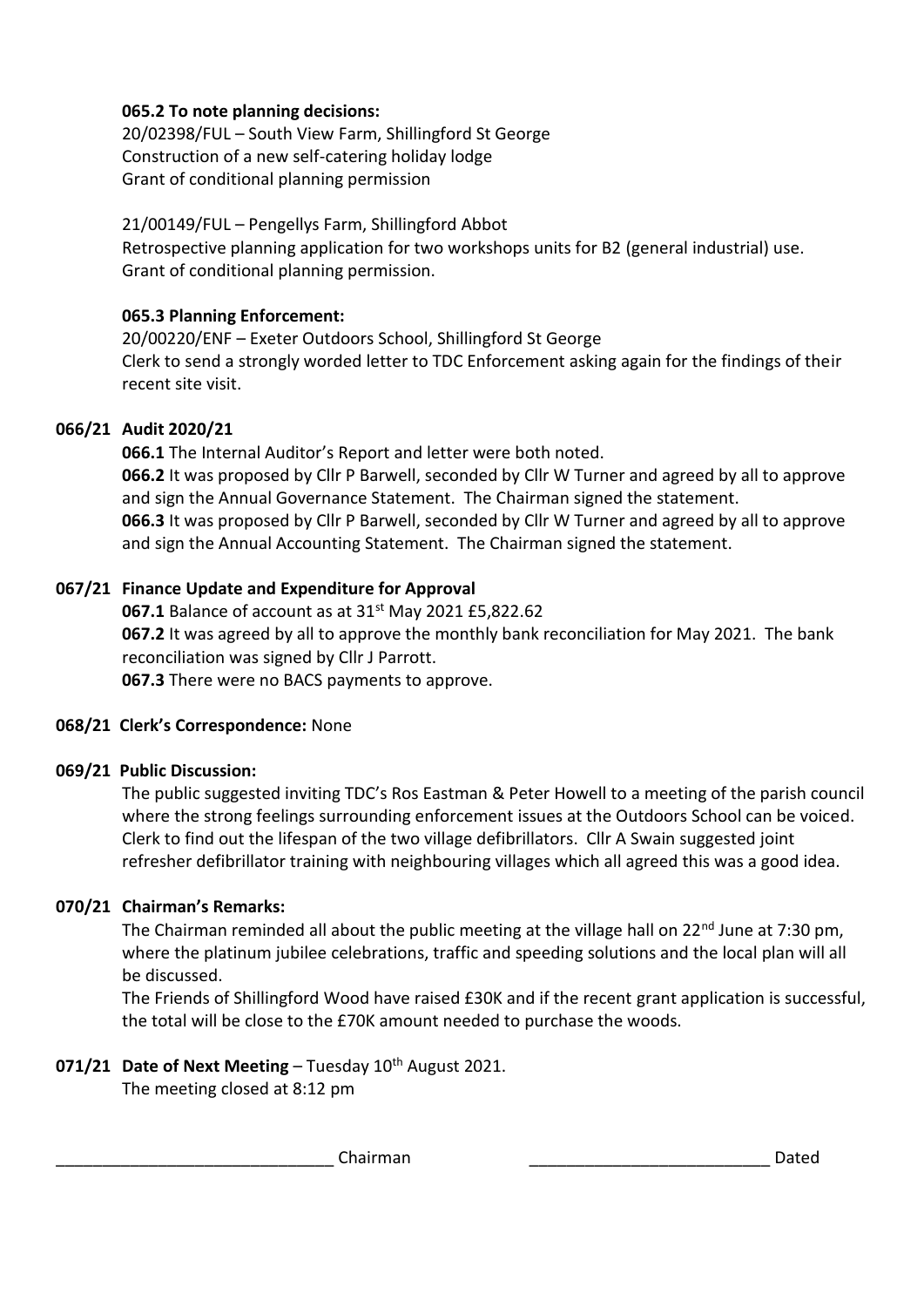**065.2 To note planning decisions:**

20/02398/FUL – South View Farm, Shillingford St George
Construction of a new self-catering holiday lodge
Grant of conditional planning permission

21/00149/FUL – Pengellys Farm, Shillingford Abbot
Retrospective planning application for two workshops units for B2 (general industrial) use.
Grant of conditional planning permission.

**065.3 Planning Enforcement:**

20/00220/ENF – Exeter Outdoors School, Shillingford St George
Clerk to send a strongly worded letter to TDC Enforcement asking again for the findings of their recent site visit.

**066/21 Audit 2020/21**

**066.1** The Internal Auditor's Report and letter were both noted.
**066.2** It was proposed by Cllr P Barwell, seconded by Cllr W Turner and agreed by all to approve and sign the Annual Governance Statement. The Chairman signed the statement.
**066.3** It was proposed by Cllr P Barwell, seconded by Cllr W Turner and agreed by all to approve and sign the Annual Accounting Statement. The Chairman signed the statement.

**067/21 Finance Update and Expenditure for Approval**

**067.1** Balance of account as at 31st May 2021 £5,822.62
**067.2** It was agreed by all to approve the monthly bank reconciliation for May 2021. The bank reconciliation was signed by Cllr J Parrott.
**067.3** There were no BACS payments to approve.

**068/21 Clerk's Correspondence:** None

**069/21 Public Discussion:**

The public suggested inviting TDC's Ros Eastman & Peter Howell to a meeting of the parish council where the strong feelings surrounding enforcement issues at the Outdoors School can be voiced. Clerk to find out the lifespan of the two village defibrillators. Cllr A Swain suggested joint refresher defibrillator training with neighbouring villages which all agreed this was a good idea.

**070/21 Chairman's Remarks:**

The Chairman reminded all about the public meeting at the village hall on 22nd June at 7:30 pm, where the platinum jubilee celebrations, traffic and speeding solutions and the local plan will all be discussed.

The Friends of Shillingford Wood have raised £30K and if the recent grant application is successful, the total will be close to the £70K amount needed to purchase the woods.

**071/21 Date of Next Meeting** – Tuesday 10th August 2021.
The meeting closed at 8:12 pm

______________________________ Chairman ___________________________ Dated